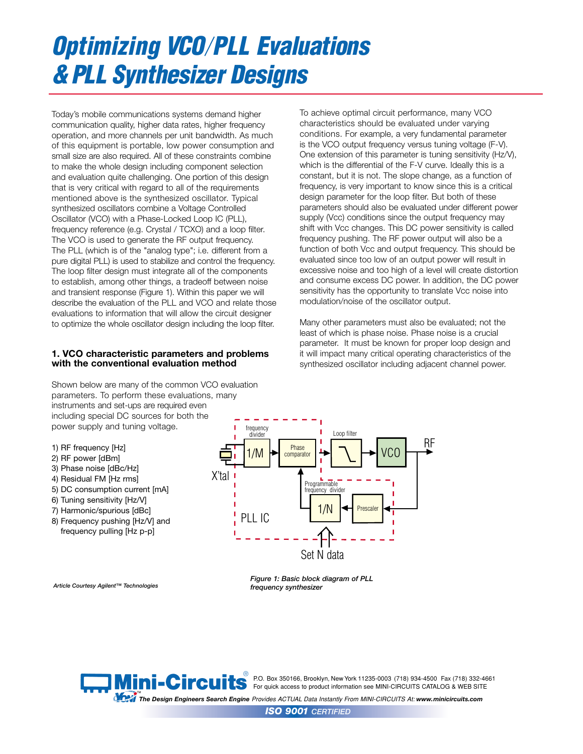# Optimizing VCO/PLL Evaluations & PLL Synthesizer Designs

Today's mobile communications systems demand higher communication quality, higher data rates, higher frequency operation, and more channels per unit bandwidth. As much of this equipment is portable, low power consumption and small size are also required. All of these constraints combine to make the whole design including component selection and evaluation quite challenging. One portion of this design that is very critical with regard to all of the requirements mentioned above is the synthesized oscillator. Typical synthesized oscillators combine a Voltage Controlled Oscillator (VCO) with a Phase-Locked Loop IC (PLL), frequency reference (e.g. Crystal / TCXO) and a loop filter. The VCO is used to generate the RF output frequency. The PLL (which is of the "analog type"; i.e. different from a pure digital PLL) is used to stabilize and control the frequency. The loop filter design must integrate all of the components to establish, among other things, a tradeoff between noise and transient response (Figure 1). Within this paper we will describe the evaluation of the PLL and VCO and relate those evaluations to information that will allow the circuit designer to optimize the whole oscillator design including the loop filter.

## 1. VCO characteristic parameters and problems with the conventional evaluation method

Shown below are many of the common VCO evaluation parameters. To perform these evaluations, many instruments and set-ups are required even including special DC sources for both the power supply and tuning voltage.

1) RF frequency [Hz]
2) RF power [dBm]
3) Phase noise [dBc/Hz]
4) Residual FM [Hz rms]
5) DC consumption current [mA]
6) Tuning sensitivity [Hz/V]
7) Harmonic/spurious [dBc]
8) Frequency pushing [Hz/V] and frequency pulling [Hz p-p]

To achieve optimal circuit performance, many VCO characteristics should be evaluated under varying conditions. For example, a very fundamental parameter is the VCO output frequency versus tuning voltage (F-V). One extension of this parameter is tuning sensitivity (Hz/V), which is the differential of the F-V curve. Ideally this is a constant, but it is not. The slope change, as a function of frequency, is very important to know since this is a critical design parameter for the loop filter. But both of these parameters should also be evaluated under different power supply (Vcc) conditions since the output frequency may shift with Vcc changes. This DC power sensitivity is called frequency pushing. The RF power output will also be a function of both Vcc and output frequency. This should be evaluated since too low of an output power will result in excessive noise and too high of a level will create distortion and consume excess DC power. In addition, the DC power sensitivity has the opportunity to translate Vcc noise into modulation/noise of the oscillator output.

Many other parameters must also be evaluated; not the least of which is phase noise. Phase noise is a crucial parameter. It must be known for proper loop design and it will impact many critical operating characteristics of the synthesized oscillator including adjacent channel power.

*Figure 1: Basic block diagram of PLL frequency synthesizer*

*Article Courtesy Agilent™ Technologies*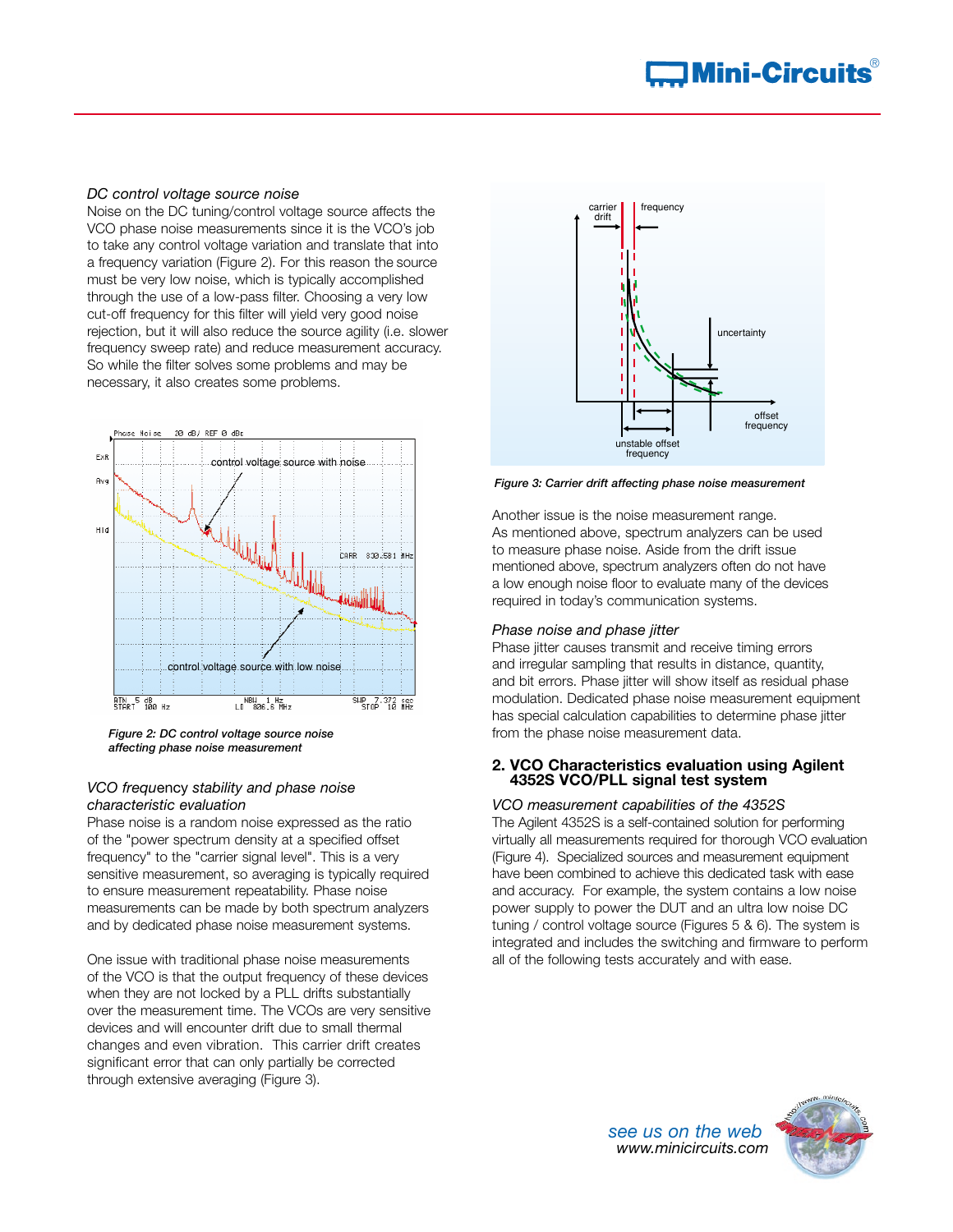*DC control voltage source noise*

Noise on the DC tuning/control voltage source affects the VCO phase noise measurements since it is the VCO's job to take any control voltage variation and translate that into a frequency variation (Figure 2). For this reason the source must be very low noise, which is typically accomplished through the use of a low-pass filter. Choosing a very low cut-off frequency for this filter will yield very good noise rejection, but it will also reduce the source agility (i.e. slower frequency sweep rate) and reduce measurement accuracy. So while the filter solves some problems and may be necessary, it also creates some problems.

*Figure 2: DC control voltage source noise affecting phase noise measurement*

*VCO frequency stability and phase noise characteristic evaluation*

Phase noise is a random noise expressed as the ratio of the "power spectrum density at a specified offset frequency" to the "carrier signal level". This is a very sensitive measurement, so averaging is typically required to ensure measurement repeatability. Phase noise measurements can be made by both spectrum analyzers and by dedicated phase noise measurement systems.

One issue with traditional phase noise measurements of the VCO is that the output frequency of these devices when they are not locked by a PLL drifts substantially over the measurement time. The VCOs are very sensitive devices and will encounter drift due to small thermal changes and even vibration. This carrier drift creates significant error that can only partially be corrected through extensive averaging (Figure 3).

*Figure 3: Carrier drift affecting phase noise measurement*

Another issue is the noise measurement range. As mentioned above, spectrum analyzers can be used to measure phase noise. Aside from the drift issue mentioned above, spectrum analyzers often do not have a low enough noise floor to evaluate many of the devices required in today's communication systems.

*Phase noise and phase jitter*

Phase jitter causes transmit and receive timing errors and irregular sampling that results in distance, quantity, and bit errors. Phase jitter will show itself as residual phase modulation. Dedicated phase noise measurement equipment has special calculation capabilities to determine phase jitter from the phase noise measurement data.

## 2. VCO Characteristics evaluation using Agilent 4352S VCO/PLL signal test system

*VCO measurement capabilities of the 4352S*

The Agilent 4352S is a self-contained solution for performing virtually all measurements required for thorough VCO evaluation (Figure 4). Specialized sources and measurement equipment have been combined to achieve this dedicated task with ease and accuracy. For example, the system contains a low noise power supply to power the DUT and an ultra low noise DC tuning / control voltage source (Figures 5 & 6). The system is integrated and includes the switching and firmware to perform all of the following tests accurately and with ease.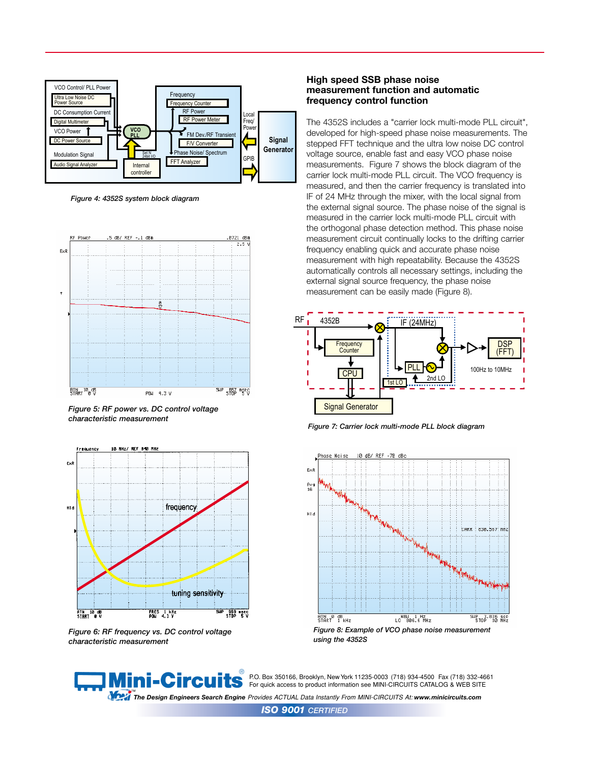## High speed SSB phase noise measurement function and automatic frequency control function

The 4352S includes a "carrier lock multi-mode PLL circuit", developed for high-speed phase noise measurements. The stepped FFT technique and the ultra low noise DC control voltage source, enable fast and easy VCO phase noise measurements. Figure 7 shows the block diagram of the carrier lock multi-mode PLL circuit. The VCO frequency is measured, and then the carrier frequency is translated into IF of 24 MHz through the mixer, with the local signal from the external signal source. The phase noise of the signal is measured in the carrier lock multi-mode PLL circuit with the orthogonal phase detection method. This phase noise measurement circuit continually locks to the drifting carrier frequency enabling quick and accurate phase noise measurement with high repeatability. Because the 4352S automatically controls all necessary settings, including the external signal source frequency, the phase noise measurement can be easily made (Figure 8).

*Figure 4: 4352S system block diagram*

*Figure 5: RF power vs. DC control voltage characteristic measurement*

*Figure 6: RF frequency vs. DC control voltage characteristic measurement*

*Figure 7: Carrier lock multi-mode PLL block diagram*

*Figure 8: Example of VCO phase noise measurement using the 4352S*

**Mini-Circuits®**

P.O. Box 350166, Brooklyn, New York 11235-0003 (718) 934-4500 Fax (718) 332-4661
For quick access to product information see MINI-CIRCUITS CATALOG & WEB SITE

*The Design Engineers Search Engine* Provides ACTUAL Data Instantly From MINI-CIRCUITS At: **www.minicircuits.com**

***ISO 9001** CERTIFIED*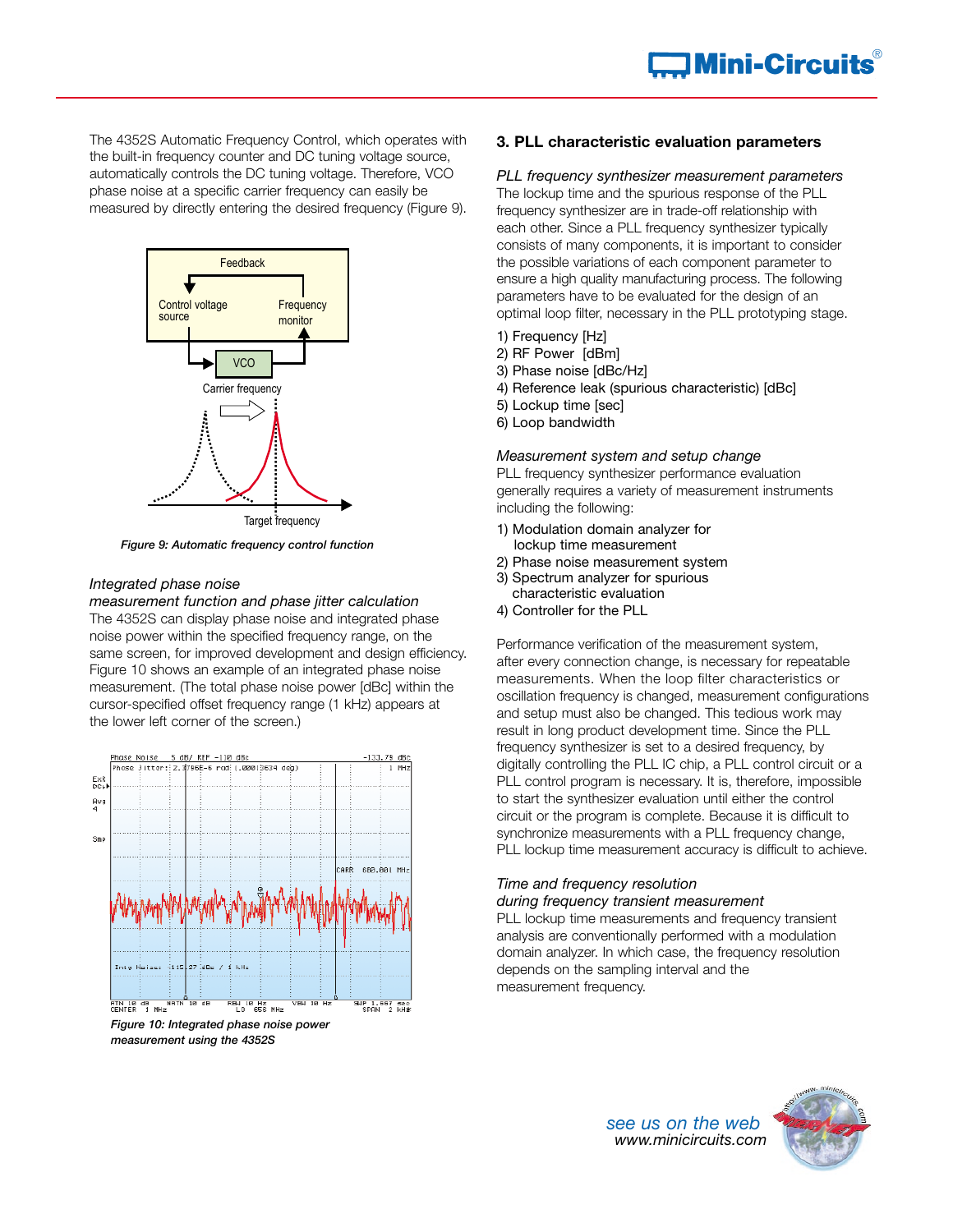The 4352S Automatic Frequency Control, which operates with the built-in frequency counter and DC tuning voltage source, automatically controls the DC tuning voltage. Therefore, VCO phase noise at a specific carrier frequency can easily be measured by directly entering the desired frequency (Figure 9).

*Figure 9: Automatic frequency control function*

*Integrated phase noise measurement function and phase jitter calculation*

The 4352S can display phase noise and integrated phase noise power within the specified frequency range, on the same screen, for improved development and design efficiency. Figure 10 shows an example of an integrated phase noise measurement. (The total phase noise power [dBc] within the cursor-specified offset frequency range (1 kHz) appears at the lower left corner of the screen.)

*Figure 10: Integrated phase noise power measurement using the 4352S*

## 3. PLL characteristic evaluation parameters

*PLL frequency synthesizer measurement parameters*

The lockup time and the spurious response of the PLL frequency synthesizer are in trade-off relationship with each other. Since a PLL frequency synthesizer typically consists of many components, it is important to consider the possible variations of each component parameter to ensure a high quality manufacturing process. The following parameters have to be evaluated for the design of an optimal loop filter, necessary in the PLL prototyping stage.

1) Frequency [Hz]
2) RF Power [dBm]
3) Phase noise [dBc/Hz]
4) Reference leak (spurious characteristic) [dBc]
5) Lockup time [sec]
6) Loop bandwidth

*Measurement system and setup change*

PLL frequency synthesizer performance evaluation generally requires a variety of measurement instruments including the following:

1) Modulation domain analyzer for lockup time measurement
2) Phase noise measurement system
3) Spectrum analyzer for spurious characteristic evaluation
4) Controller for the PLL

Performance verification of the measurement system, after every connection change, is necessary for repeatable measurements. When the loop filter characteristics or oscillation frequency is changed, measurement configurations and setup must also be changed. This tedious work may result in long product development time. Since the PLL frequency synthesizer is set to a desired frequency, by digitally controlling the PLL IC chip, a PLL control circuit or a PLL control program is necessary. It is, therefore, impossible to start the synthesizer evaluation until either the control circuit or the program is complete. Because it is difficult to synchronize measurements with a PLL frequency change, PLL lockup time measurement accuracy is difficult to achieve.

*Time and frequency resolution during frequency transient measurement*

PLL lockup time measurements and frequency transient analysis are conventionally performed with a modulation domain analyzer. In which case, the frequency resolution depends on the sampling interval and the measurement frequency.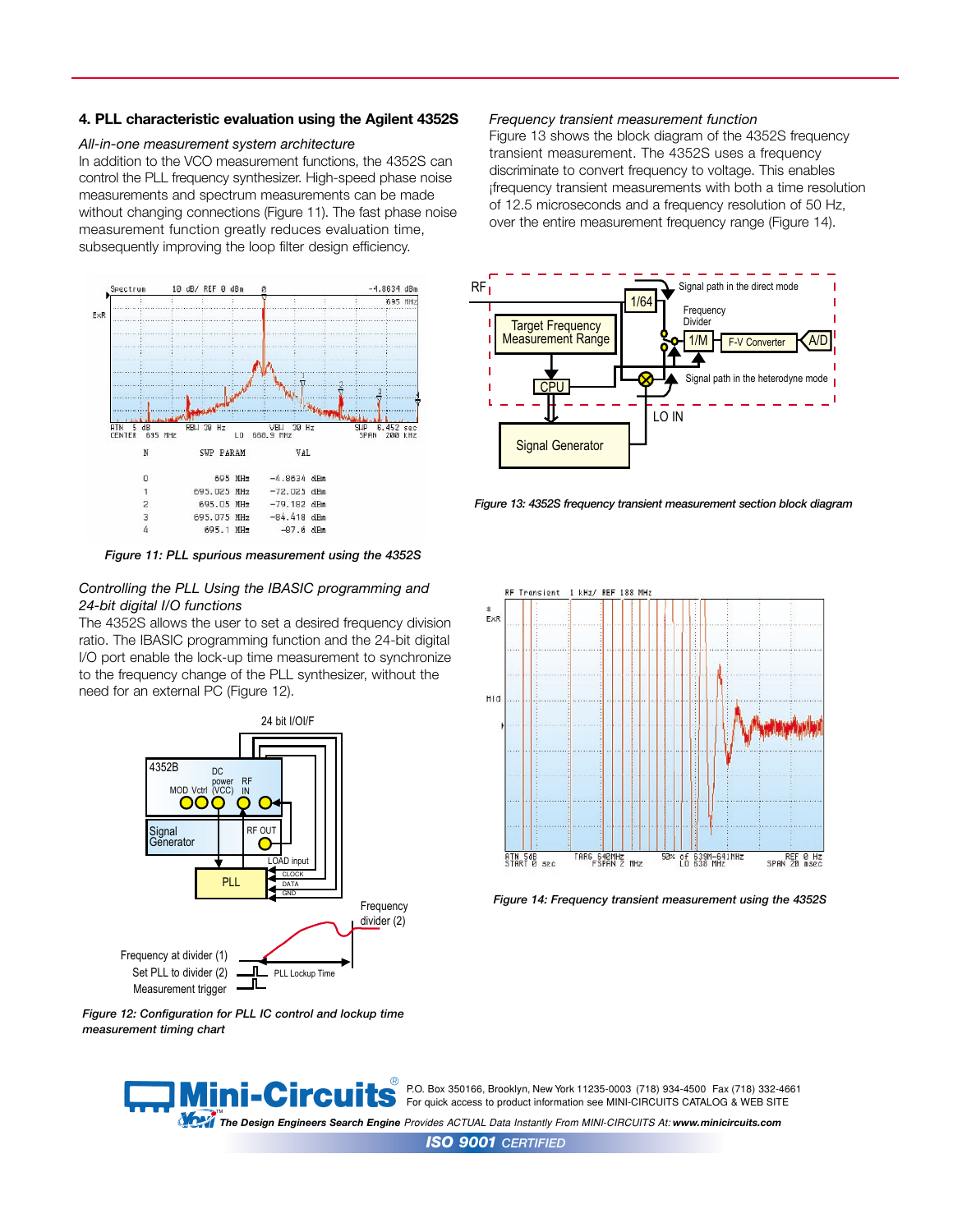## 4. PLL characteristic evaluation using the Agilent 4352S

*All-in-one measurement system architecture*

In addition to the VCO measurement functions, the 4352S can control the PLL frequency synthesizer. High-speed phase noise measurements and spectrum measurements can be made without changing connections (Figure 11). The fast phase noise measurement function greatly reduces evaluation time, subsequently improving the loop filter design efficiency.

| N | SWP PARAM | VAL |
|---|---|---|
| 0 | 695 MHz | -4.8634 dBm |
| 1 | 695.025 MHz | -72.025 dBm |
| 2 | 695.05 MHz | -79.182 dBm |
| 3 | 695.075 MHz | -84.418 dBm |
| 4 | 695.1 MHz | -87.6 dBm |

*Figure 11: PLL spurious measurement using the 4352S*

*Controlling the PLL Using the IBASIC programming and 24-bit digital I/O functions*

The 4352S allows the user to set a desired frequency division ratio. The IBASIC programming function and the 24-bit digital I/O port enable the lock-up time measurement to synchronize to the frequency change of the PLL synthesizer, without the need for an external PC (Figure 12).

*Figure 12: Configuration for PLL IC control and lockup time measurement timing chart*

*Frequency transient measurement function*

Figure 13 shows the block diagram of the 4352S frequency transient measurement. The 4352S uses a frequency discriminate to convert frequency to voltage. This enables ¡frequency transient measurements with both a time resolution of 12.5 microseconds and a frequency resolution of 50 Hz, over the entire measurement frequency range (Figure 14).

*Figure 13: 4352S frequency transient measurement section block diagram*

*Figure 14: Frequency transient measurement using the 4352S*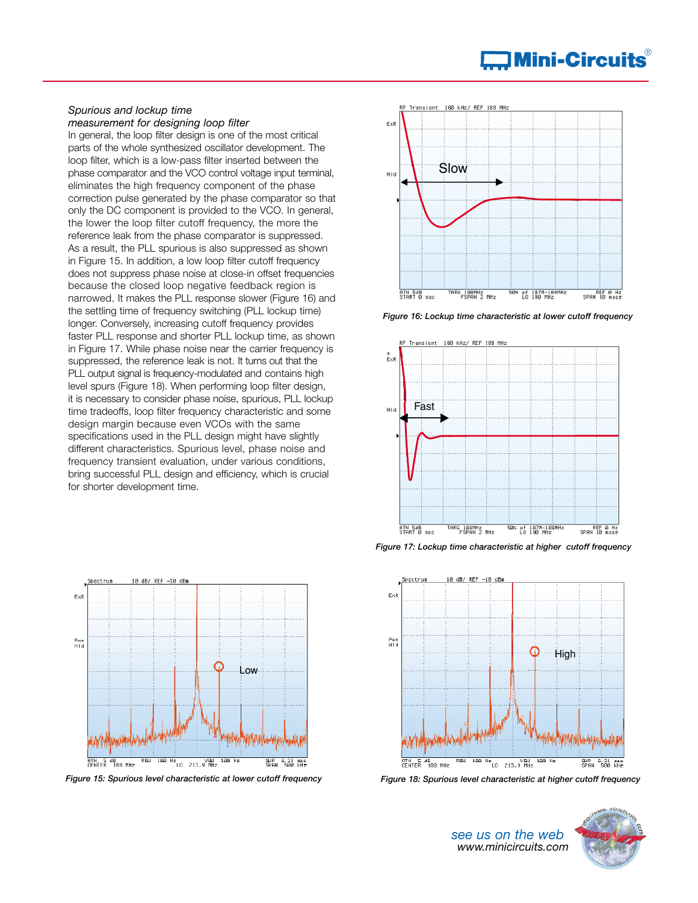*Spurious and lockup time measurement for designing loop filter*

In general, the loop filter design is one of the most critical parts of the whole synthesized oscillator development. The loop filter, which is a low-pass filter inserted between the phase comparator and the VCO control voltage input terminal, eliminates the high frequency component of the phase correction pulse generated by the phase comparator so that only the DC component is provided to the VCO. In general, the lower the loop filter cutoff frequency, the more the reference leak from the phase comparator is suppressed. As a result, the PLL spurious is also suppressed as shown in Figure 15. In addition, a low loop filter cutoff frequency does not suppress phase noise at close-in offset frequencies because the closed loop negative feedback region is narrowed. It makes the PLL response slower (Figure 16) and the settling time of frequency switching (PLL lockup time) longer. Conversely, increasing cutoff frequency provides faster PLL response and shorter PLL lockup time, as shown in Figure 17. While phase noise near the carrier frequency is suppressed, the reference leak is not. It turns out that the PLL output signal is frequency-modulated and contains high level spurs (Figure 18). When performing loop filter design, it is necessary to consider phase noise, spurious, PLL lockup time tradeoffs, loop filter frequency characteristic and some design margin because even VCOs with the same specifications used in the PLL design might have slightly different characteristics. Spurious level, phase noise and frequency transient evaluation, under various conditions, bring successful PLL design and efficiency, which is crucial for shorter development time.

RF Transient 160 kHz/ REF 188 MHz
ExR
Hld
Slow
ATN 5dB
START 0 sec
TARG 188MHz
FSPAN 2 MHz
50% of 187M-189MHz
LO 190 MHz
REF 0 Hz
SPAN 10 msec

*Figure 16: Lockup time characteristic at lower cutoff frequency*

RF Transient 160 kHz/ REF 188 MHz
ExR
Hld
Fast
ATN 5dB
START 0 sec
TARG 188MHz
FSPAN 2 MHz
50% of 187M-189MHz
LO 190 MHz
REF 0 Hz
SPAN 10 msec

*Figure 17: Lockup time characteristic at higher cutoff frequency*

Spectrum 10 dB/ REF -10 dBm
ExR
Pos
Hld
Low
ATN 5 dB
CENTER 188 MHz
RBW 100 Hz
LO 213.9 MHz
VBW 100 Hz
SWP 6.31 sec
SPAN 500 kHz

*Figure 15: Spurious level characteristic at lower cutoff frequency*

Spectrum 10 dB/ REF -10 dBm
ExR
Pos
Hld
High
ATN 5 dB
CENTER 188 MHz
RBW 100 Hz
LO 213.9 MHz
VBW 100 Hz
SWP 6.31 sec
SPAN 500 kHz

*Figure 18: Spurious level characteristic at higher cutoff frequency*

*see us on the web*
*www.minicircuits.com*